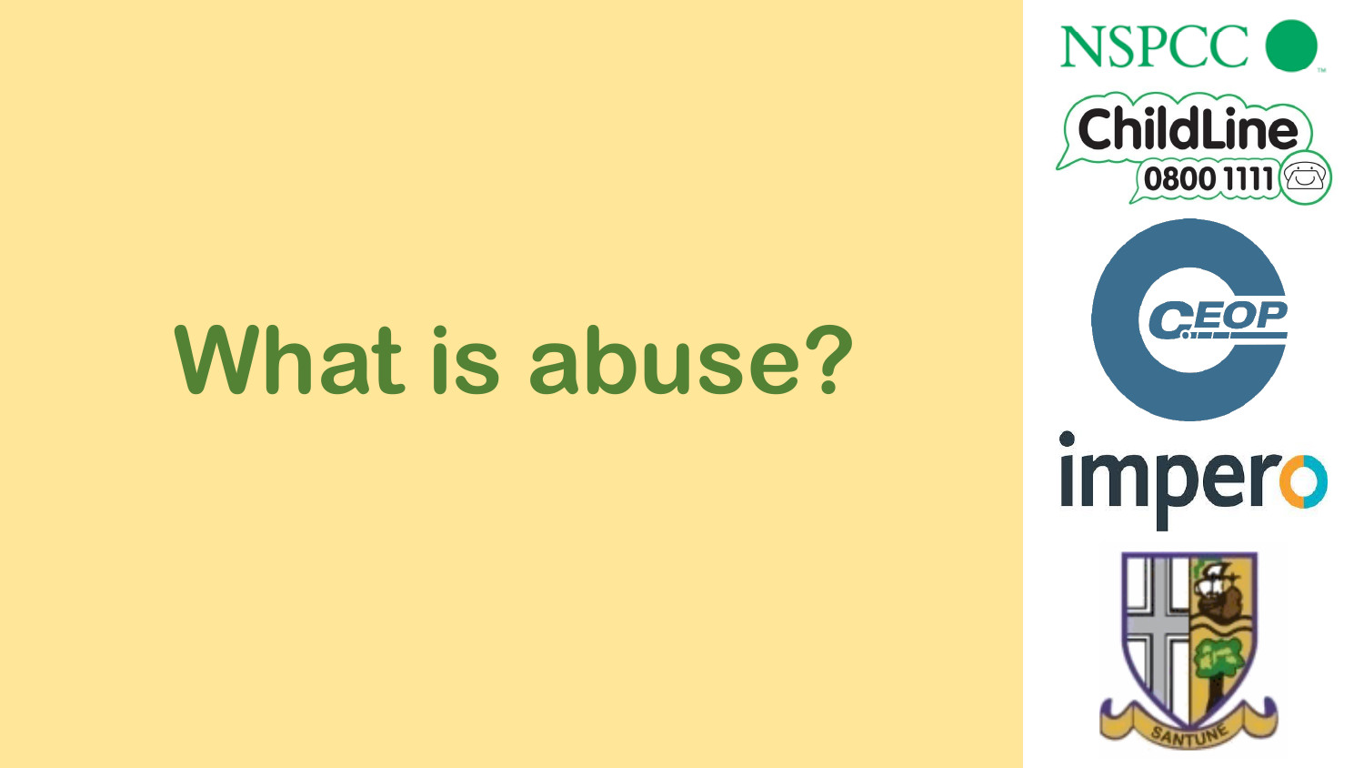# What is abuse?

NSPCC

ChildLine 0800 1111

CEOP

impero

SANTUNE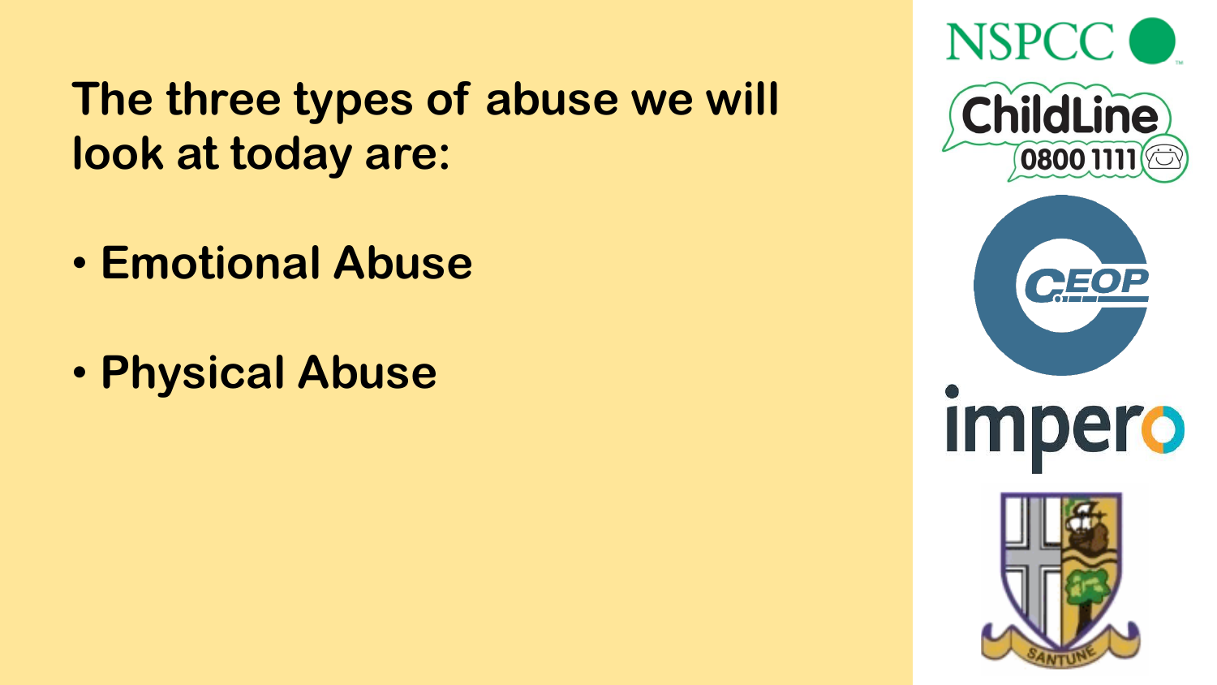## The three types of abuse we will look at today are:

- **Emotional Abuse**

- **Physical Abuse**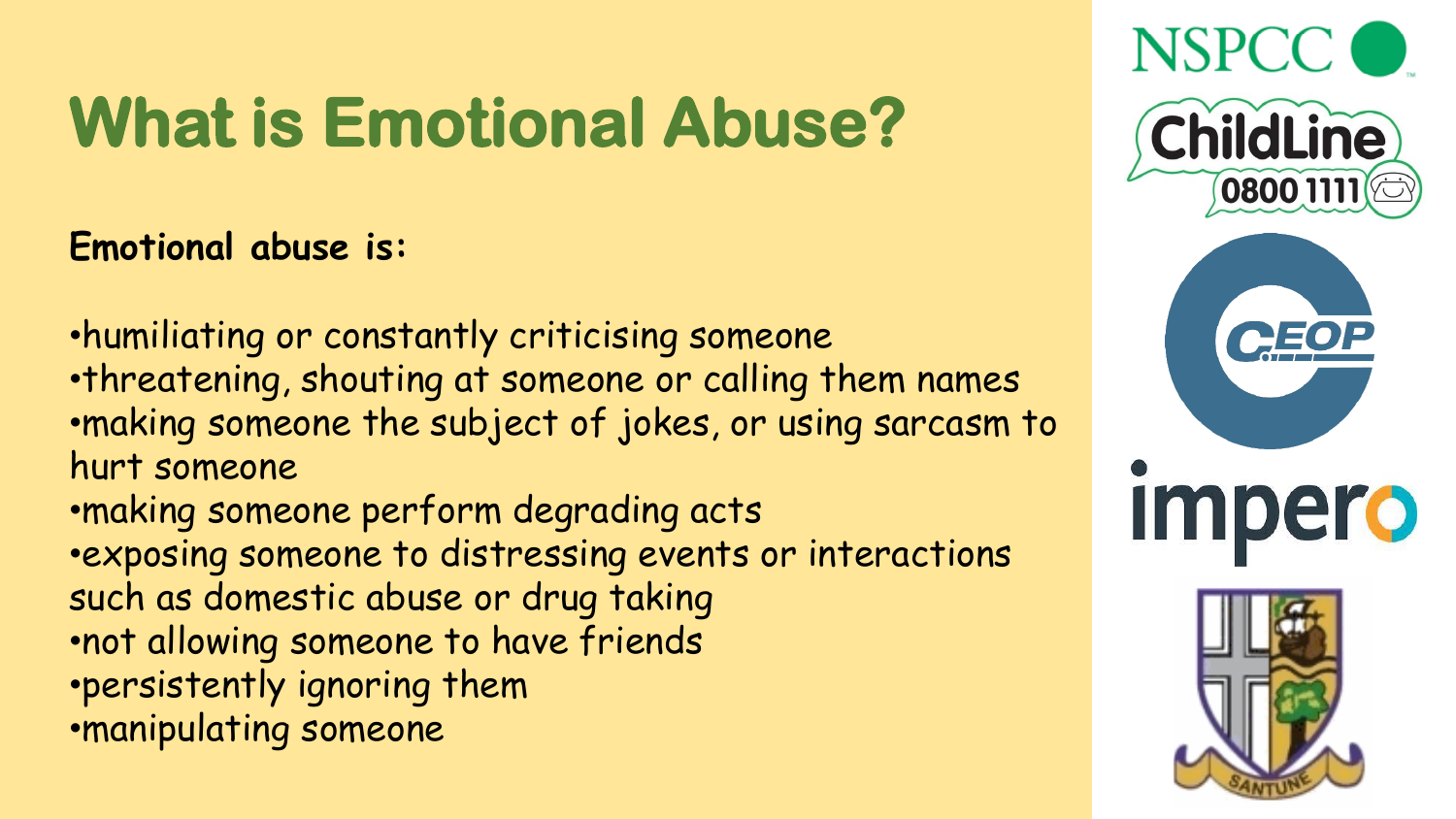# What is Emotional Abuse?

**Emotional abuse is:**

- humiliating or constantly criticising someone
- threatening, shouting at someone or calling them names
- making someone the subject of jokes, or using sarcasm to hurt someone
- making someone perform degrading acts
- exposing someone to distressing events or interactions such as domestic abuse or drug taking
- not allowing someone to have friends
- persistently ignoring them
- manipulating someone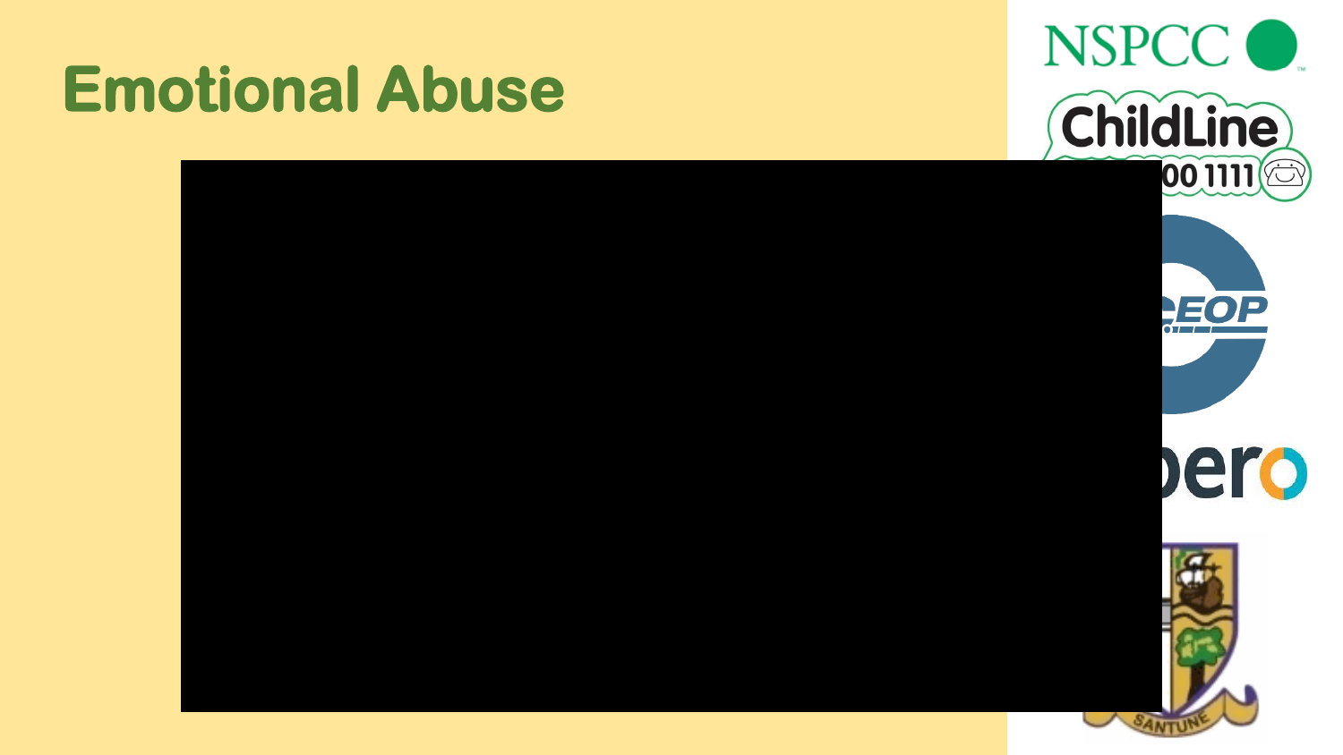# Emotional Abuse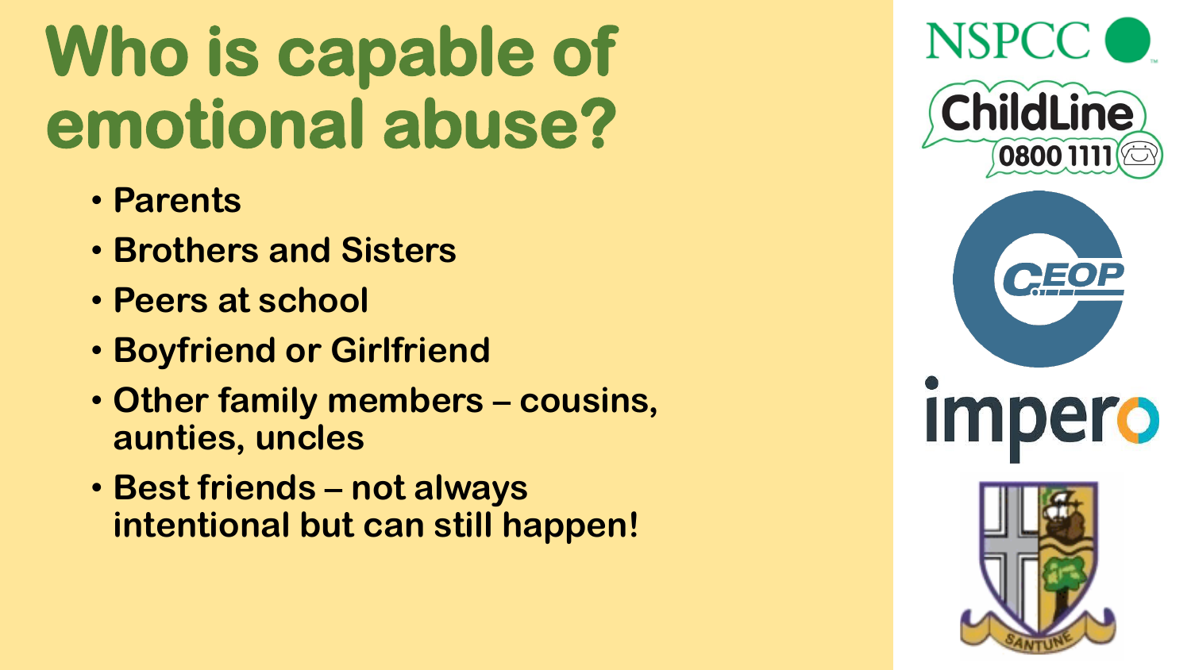# Who is capable of emotional abuse?

- Parents
- Brothers and Sisters
- Peers at school
- Boyfriend or Girlfriend
- Other family members – cousins, aunties, uncles
- Best friends – not always intentional but can still happen!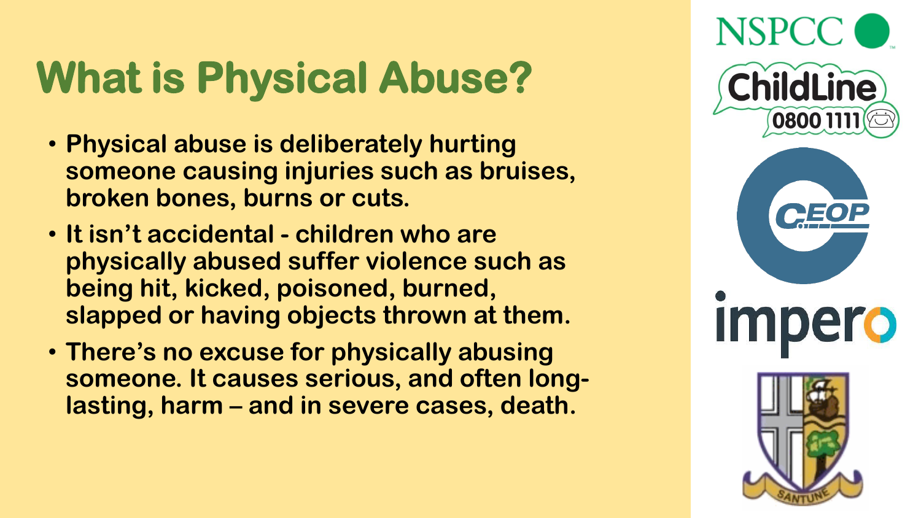# What is Physical Abuse?

- Physical abuse is deliberately hurting someone causing injuries such as bruises, broken bones, burns or cuts.
- It isn't accidental - children who are physically abused suffer violence such as being hit, kicked, poisoned, burned, slapped or having objects thrown at them.
- There's no excuse for physically abusing someone. It causes serious, and often long-lasting, harm – and in severe cases, death.

NSPCC

ChildLine 0800 1111

CEOP

impero

SANTUNE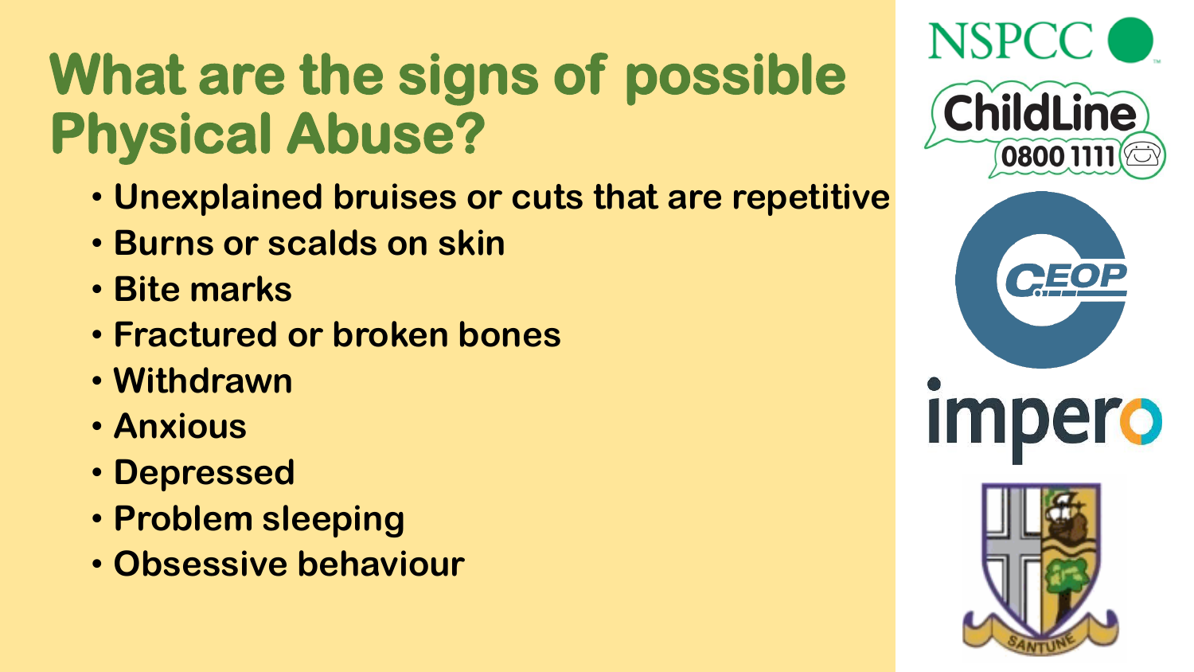# What are the signs of possible Physical Abuse?

- Unexplained bruises or cuts that are repetitive
- Burns or scalds on skin
- Bite marks
- Fractured or broken bones
- Withdrawn
- Anxious
- Depressed
- Problem sleeping
- Obsessive behaviour

NSPCC

ChildLine 0800 1111

CEOP

impero

SANTUNE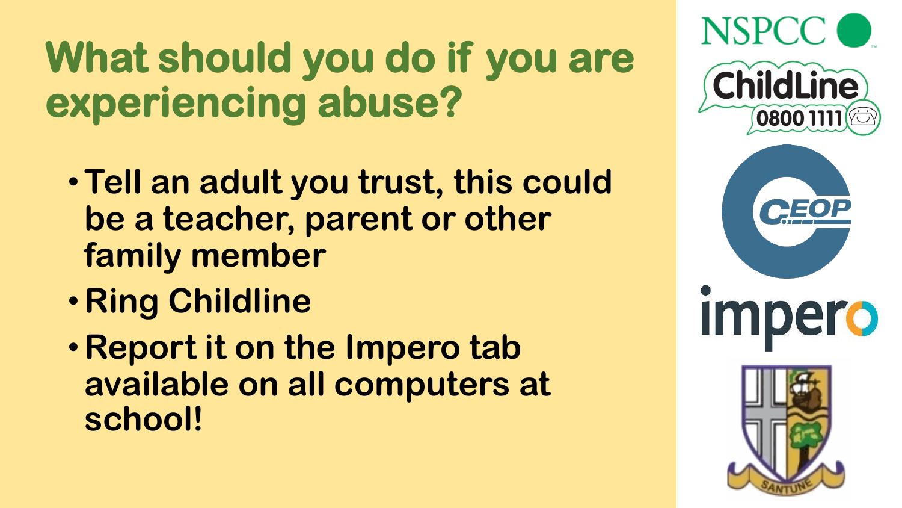# What should you do if you are experiencing abuse?

- Tell an adult you trust, this could be a teacher, parent or other family member
- Ring Childline
- Report it on the Impero tab available on all computers at school!

NSPCC

ChildLine 0800 1111

CEOP

impero

SANTUNE